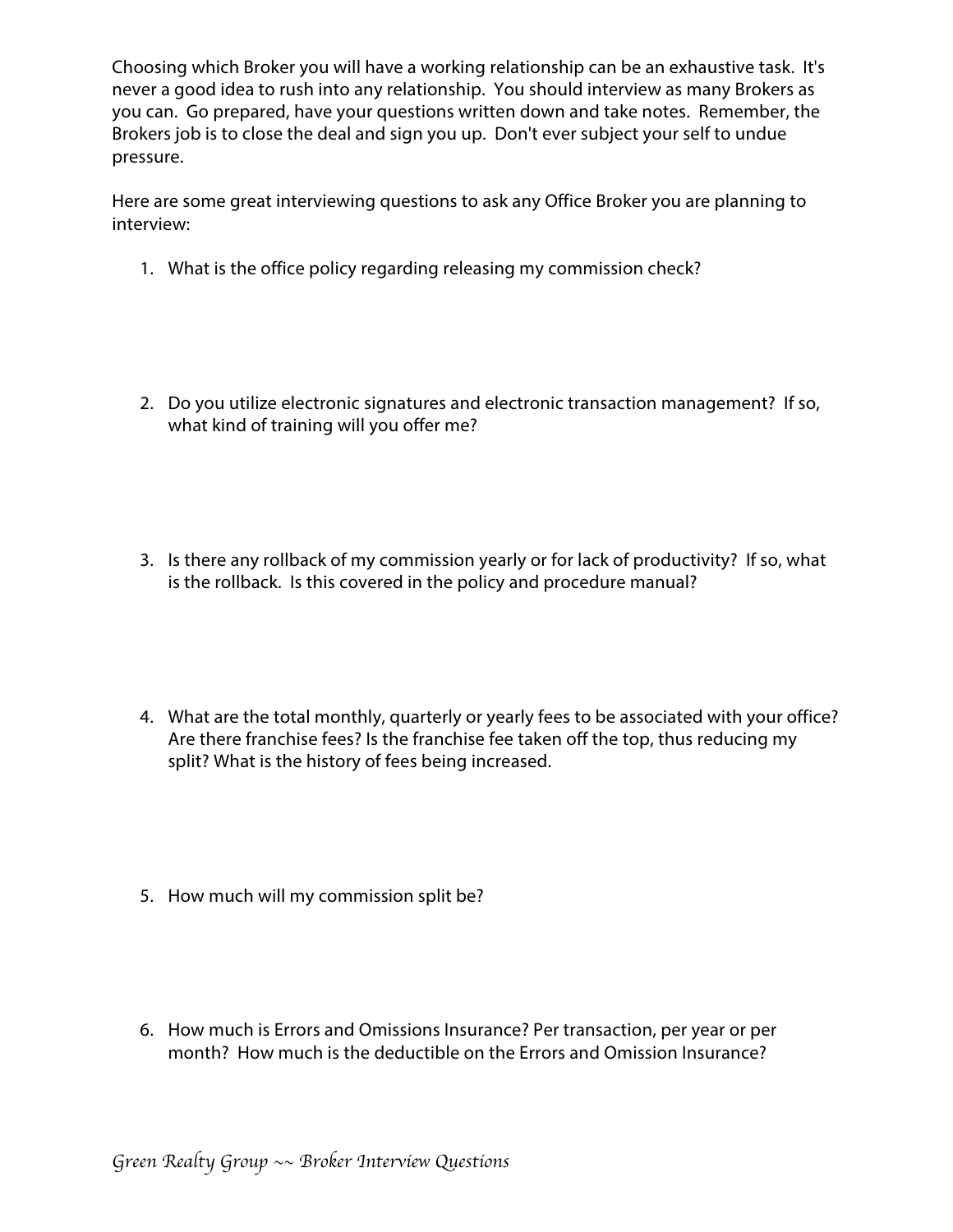Choosing which Broker you will have a working relationship can be an exhaustive task. It's never a good idea to rush into any relationship. You should interview as many Brokers as you can. Go prepared, have your questions written down and take notes. Remember, the Brokers job is to close the deal and sign you up. Don't ever subject your self to undue pressure.

Here are some great interviewing questions to ask any Office Broker you are planning to interview:

1. What is the office policy regarding releasing my commission check?

2. Do you utilize electronic signatures and electronic transaction management? If so, what kind of training will you offer me?

3. Is there any rollback of my commission yearly or for lack of productivity? If so, what is the rollback. Is this covered in the policy and procedure manual?

4. What are the total monthly, quarterly or yearly fees to be associated with your office? Are there franchise fees? Is the franchise fee taken off the top, thus reducing my split? What is the history of fees being increased.

5. How much will my commission split be?

6. How much is Errors and Omissions Insurance? Per transaction, per year or per month? How much is the deductible on the Errors and Omission Insurance?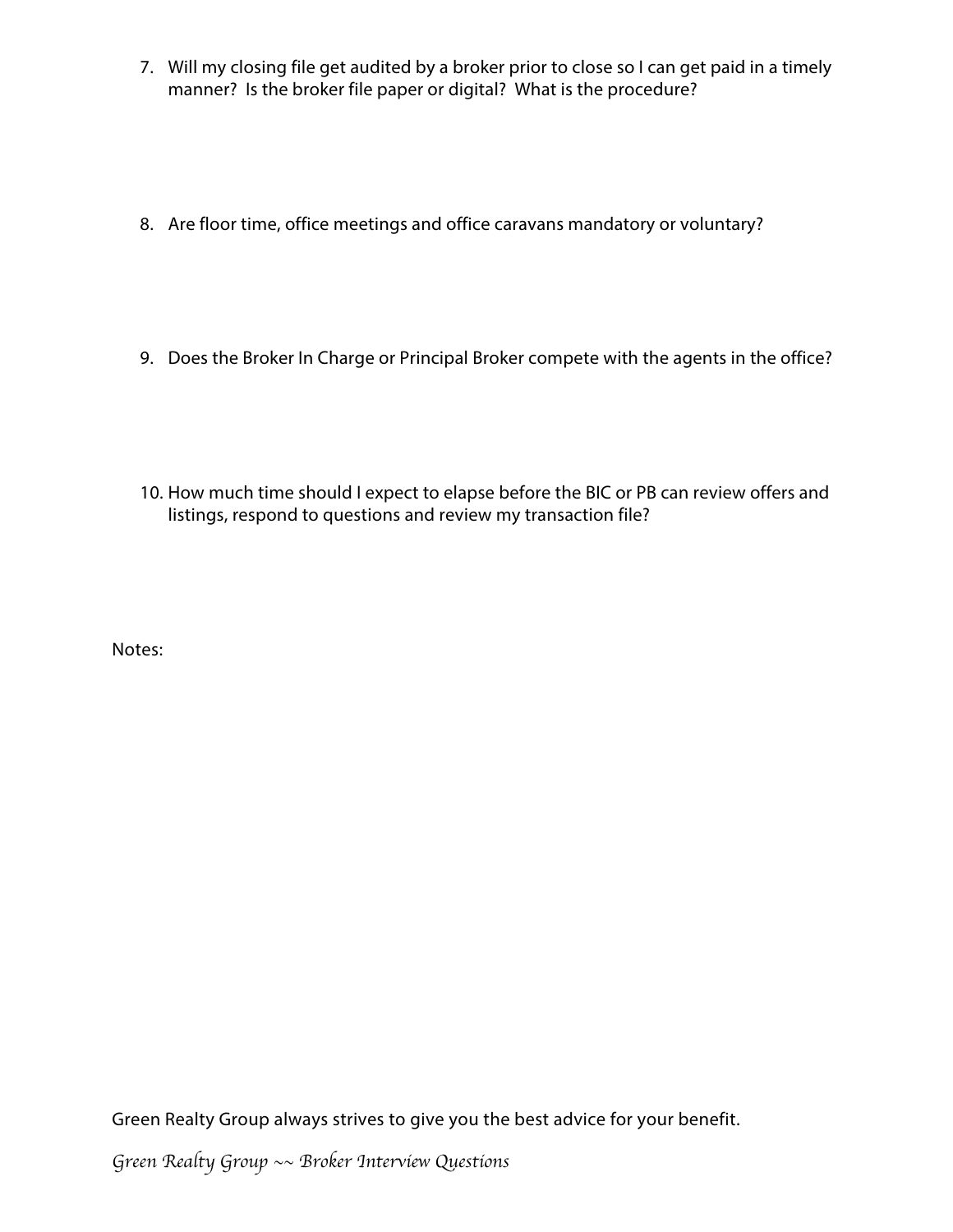7. Will my closing file get audited by a broker prior to close so I can get paid in a timely manner? Is the broker file paper or digital? What is the procedure?

8. Are floor time, office meetings and office caravans mandatory or voluntary?

9. Does the Broker In Charge or Principal Broker compete with the agents in the office?

10. How much time should I expect to elapse before the BIC or PB can review offers and listings, respond to questions and review my transaction file?

Notes:

Green Realty Group always strives to give you the best advice for your benefit.